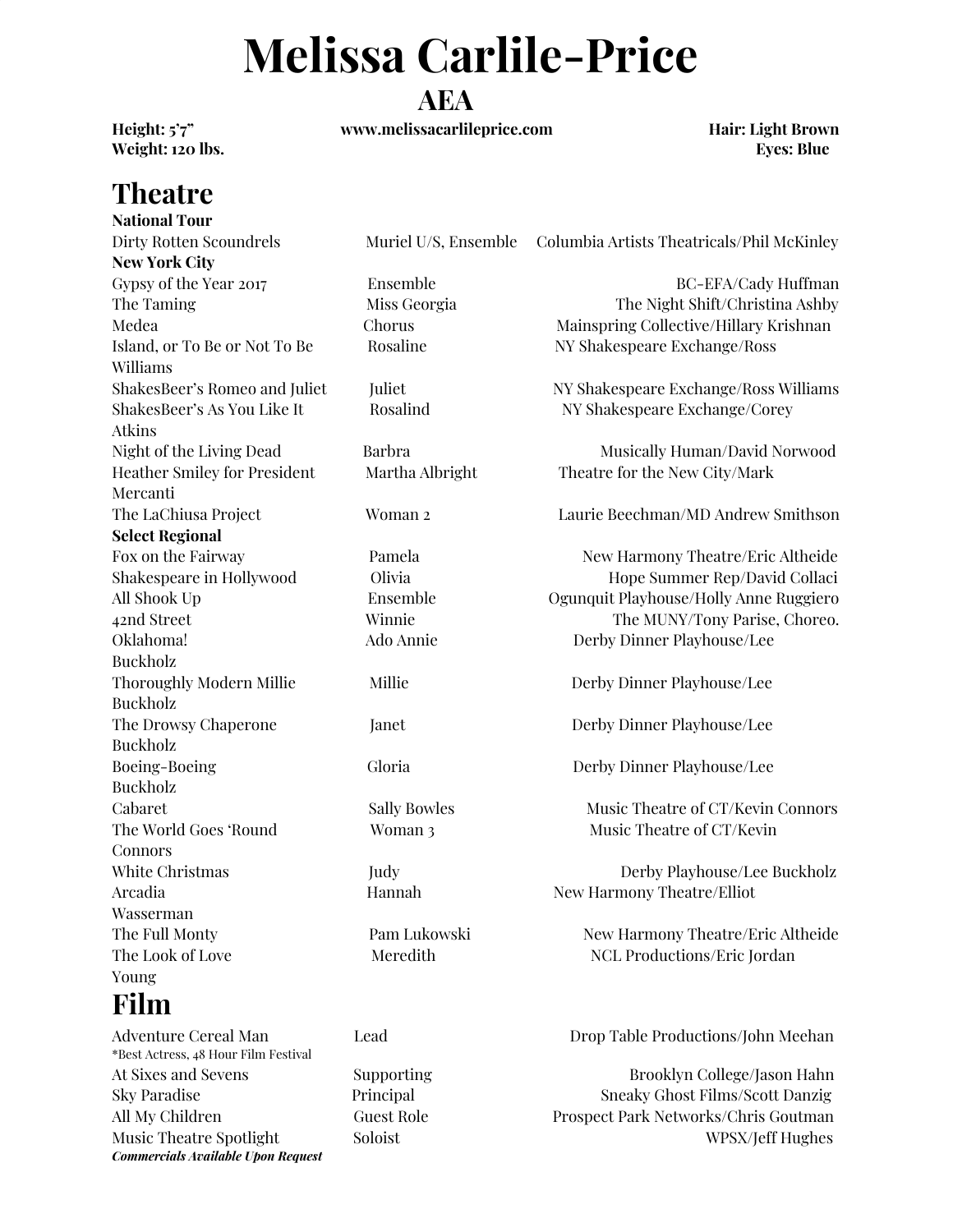# Melissa Carlile-Price

## AEA

**Height: 5'7"** **www.melissacarlileprice.com** **Hair: Light Brown**
**Weight: 120 lbs.** **Eyes: Blue**

## Theatre

**National Tour**

| | | |
|---|---|---|
| Dirty Rotten Scoundrels | Muriel U/S, Ensemble | Columbia Artists Theatricals/Phil McKinley |

**New York City**

| | | |
|---|---|---|
| Gypsy of the Year 2017 | Ensemble | BC-EFA/Cady Huffman |
| The Taming | Miss Georgia | The Night Shift/Christina Ashby |
| Medea | Chorus | Mainspring Collective/Hillary Krishnan |
| Island, or To Be or Not To Be | Rosaline | NY Shakespeare Exchange/Ross Williams |
| ShakesBeer's Romeo and Juliet | Juliet | NY Shakespeare Exchange/Ross Williams |
| ShakesBeer's As You Like It | Rosalind | NY Shakespeare Exchange/Corey Atkins |
| Night of the Living Dead | Barbra | Musically Human/David Norwood |
| Heather Smiley for President | Martha Albright | Theatre for the New City/Mark Mercanti |
| The LaChiusa Project | Woman 2 | Laurie Beechman/MD Andrew Smithson |

**Select Regional**

| | | |
|---|---|---|
| Fox on the Fairway | Pamela | New Harmony Theatre/Eric Altheide |
| Shakespeare in Hollywood | Olivia | Hope Summer Rep/David Collaci |
| All Shook Up | Ensemble | Ogunquit Playhouse/Holly Anne Ruggiero |
| 42nd Street | Winnie | The MUNY/Tony Parise, Choreo. |
| Oklahoma! | Ado Annie | Derby Dinner Playhouse/Lee Buckholz |
| Thoroughly Modern Millie | Millie | Derby Dinner Playhouse/Lee Buckholz |
| The Drowsy Chaperone | Janet | Derby Dinner Playhouse/Lee Buckholz |
| Boeing-Boeing | Gloria | Derby Dinner Playhouse/Lee Buckholz |
| Cabaret | Sally Bowles | Music Theatre of CT/Kevin Connors |
| The World Goes 'Round | Woman 3 | Music Theatre of CT/Kevin Connors |
| White Christmas | Judy | Derby Playhouse/Lee Buckholz |
| Arcadia | Hannah | New Harmony Theatre/Elliot Wasserman |
| The Full Monty | Pam Lukowski | New Harmony Theatre/Eric Altheide |
| The Look of Love | Meredith | NCL Productions/Eric Jordan Young |

## Film

| | | |
|---|---|---|
| Adventure Cereal Man<br>*Best Actress, 48 Hour Film Festival | Lead | Drop Table Productions/John Meehan |
| At Sixes and Sevens | Supporting | Brooklyn College/Jason Hahn |
| Sky Paradise | Principal | Sneaky Ghost Films/Scott Danzig |
| All My Children | Guest Role | Prospect Park Networks/Chris Goutman |
| Music Theatre Spotlight | Soloist | WPSX/Jeff Hughes |

***Commercials Available Upon Request***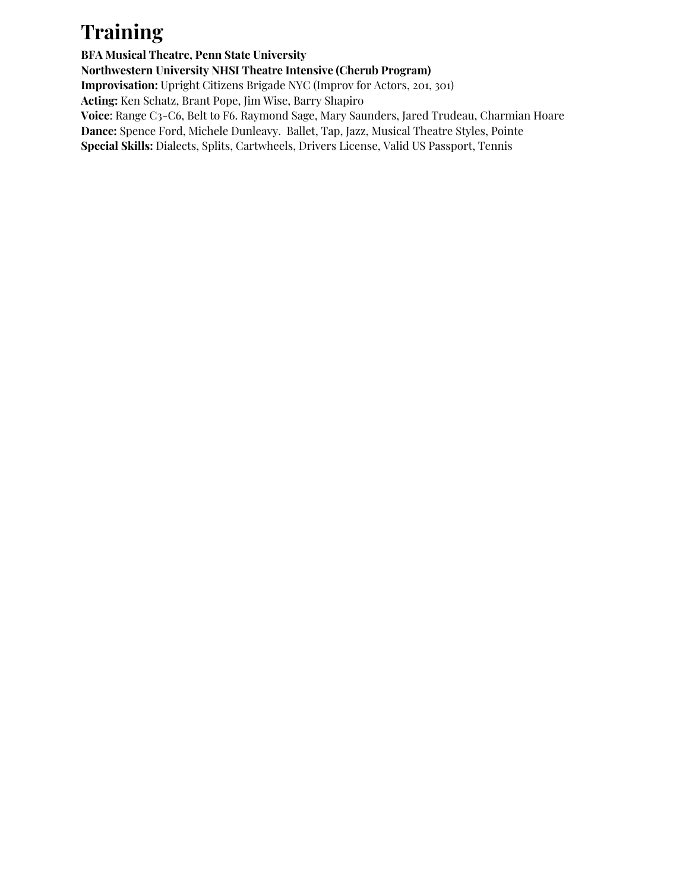# Training

**BFA Musical Theatre, Penn State University**
**Northwestern University NHSI Theatre Intensive (Cherub Program)**
**Improvisation:** Upright Citizens Brigade NYC (Improv for Actors, 201, 301)
**Acting:** Ken Schatz, Brant Pope, Jim Wise, Barry Shapiro
**Voice**: Range C3-C6, Belt to F6. Raymond Sage, Mary Saunders, Jared Trudeau, Charmian Hoare
**Dance:** Spence Ford, Michele Dunleavy. Ballet, Tap, Jazz, Musical Theatre Styles, Pointe
**Special Skills:** Dialects, Splits, Cartwheels, Drivers License, Valid US Passport, Tennis